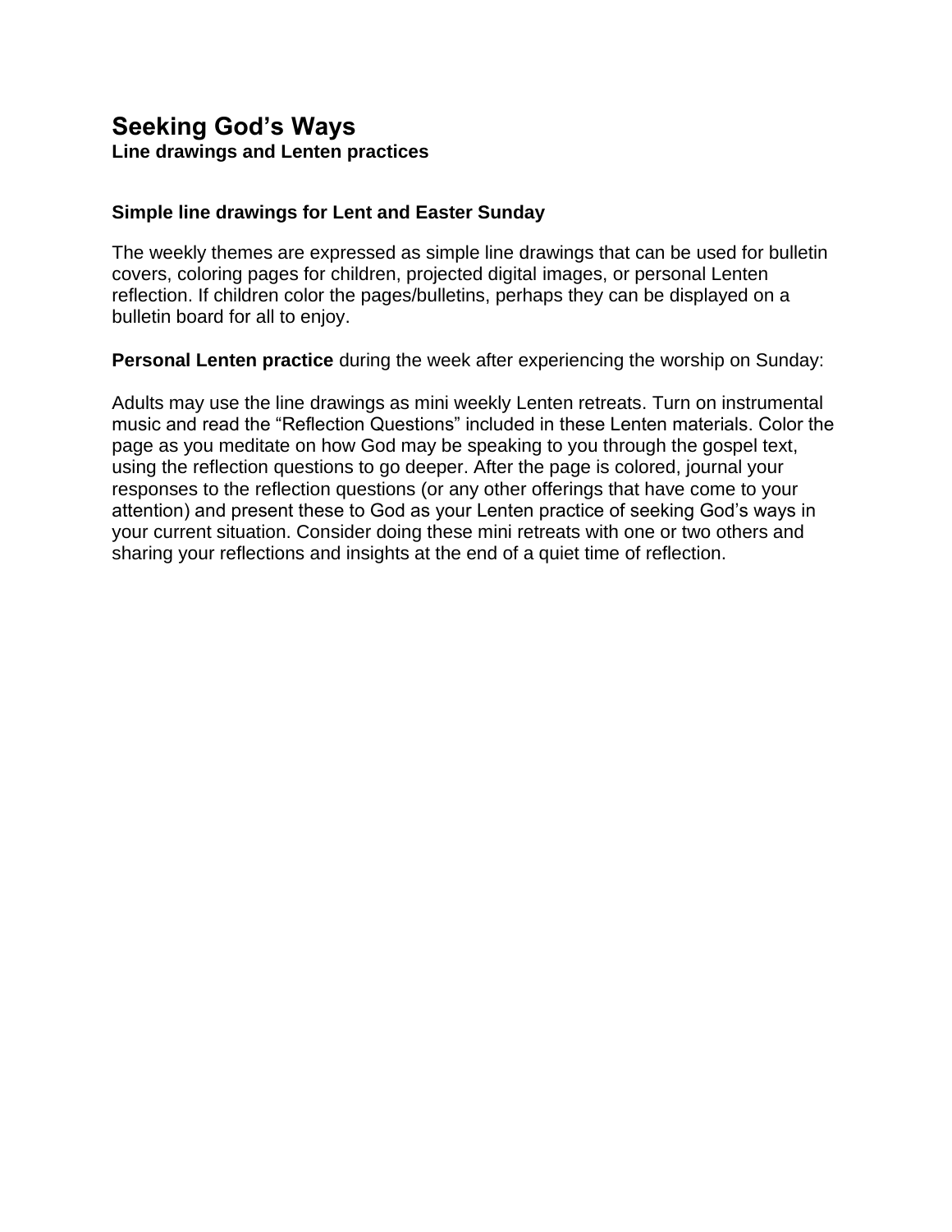# Seeking God's Ways

**Line drawings and Lenten practices**

### Simple line drawings for Lent and Easter Sunday

The weekly themes are expressed as simple line drawings that can be used for bulletin covers, coloring pages for children, projected digital images, or personal Lenten reflection. If children color the pages/bulletins, perhaps they can be displayed on a bulletin board for all to enjoy.

**Personal Lenten practice** during the week after experiencing the worship on Sunday:

Adults may use the line drawings as mini weekly Lenten retreats. Turn on instrumental music and read the "Reflection Questions" included in these Lenten materials. Color the page as you meditate on how God may be speaking to you through the gospel text, using the reflection questions to go deeper. After the page is colored, journal your responses to the reflection questions (or any other offerings that have come to your attention) and present these to God as your Lenten practice of seeking God's ways in your current situation. Consider doing these mini retreats with one or two others and sharing your reflections and insights at the end of a quiet time of reflection.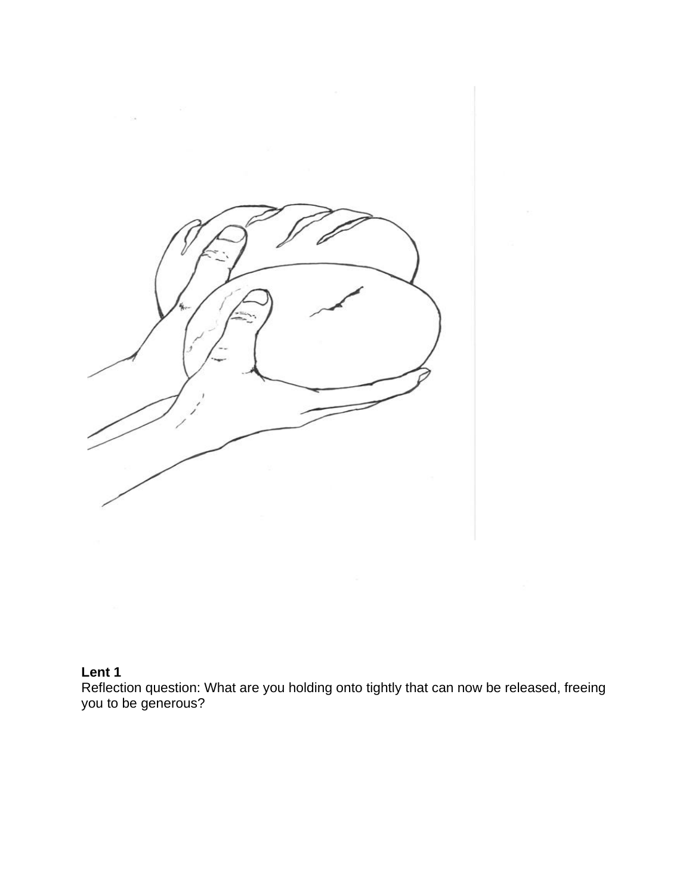**Lent 1**
Reflection question: What are you holding onto tightly that can now be released, freeing you to be generous?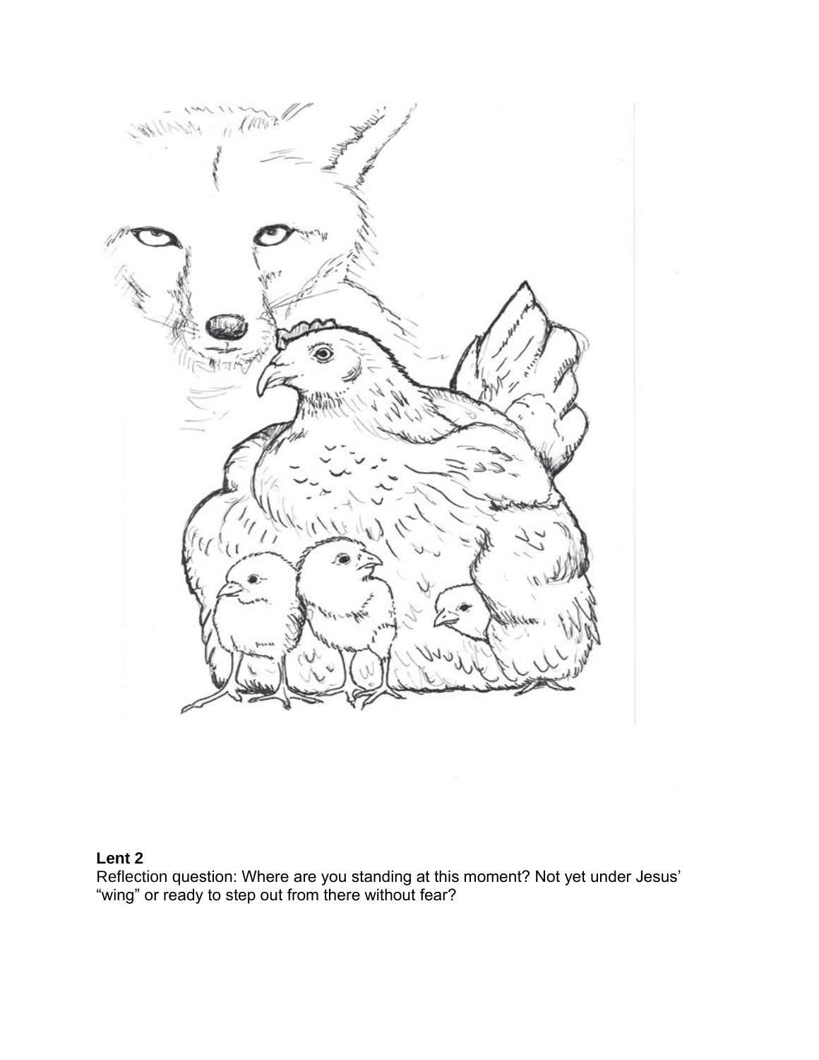**Lent 2**

Reflection question: Where are you standing at this moment? Not yet under Jesus' "wing" or ready to step out from there without fear?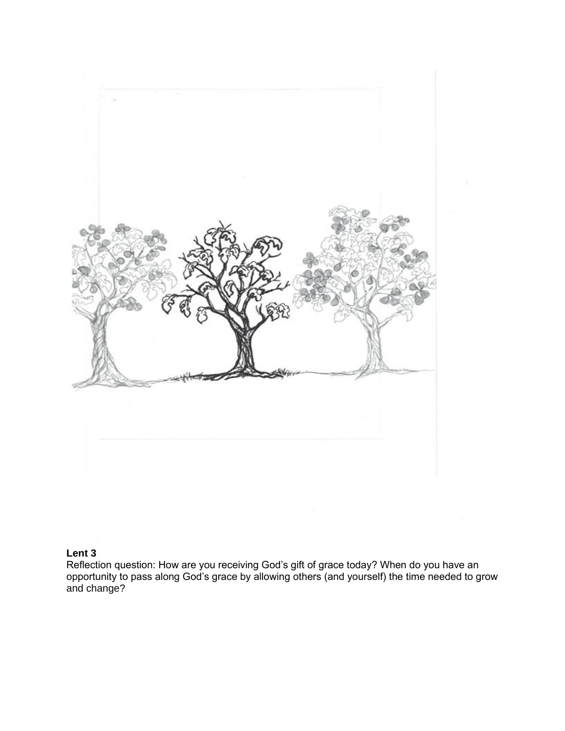**Lent 3**

Reflection question: How are you receiving God's gift of grace today? When do you have an opportunity to pass along God's grace by allowing others (and yourself) the time needed to grow and change?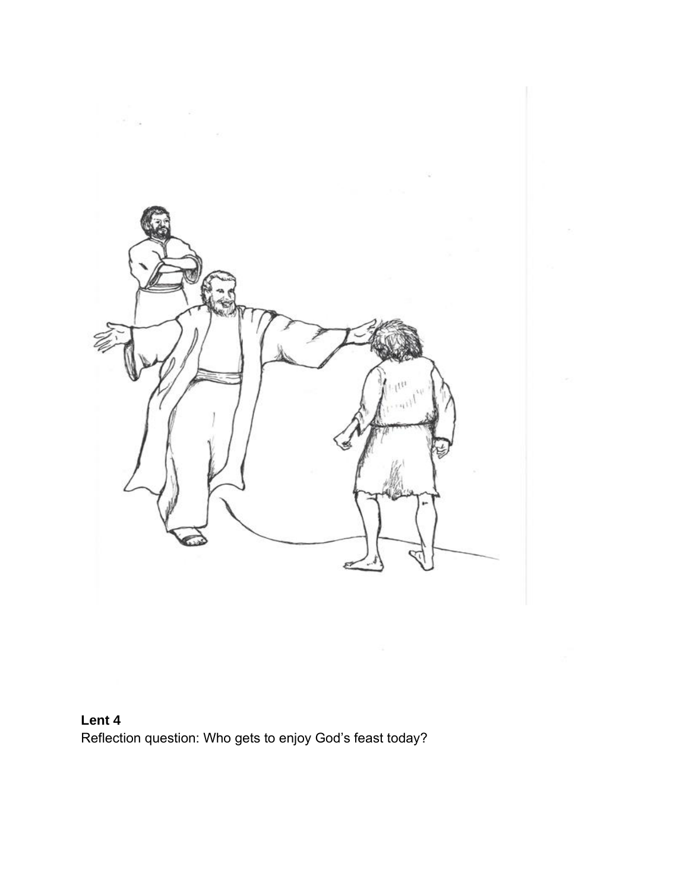**Lent 4**

Reflection question: Who gets to enjoy God's feast today?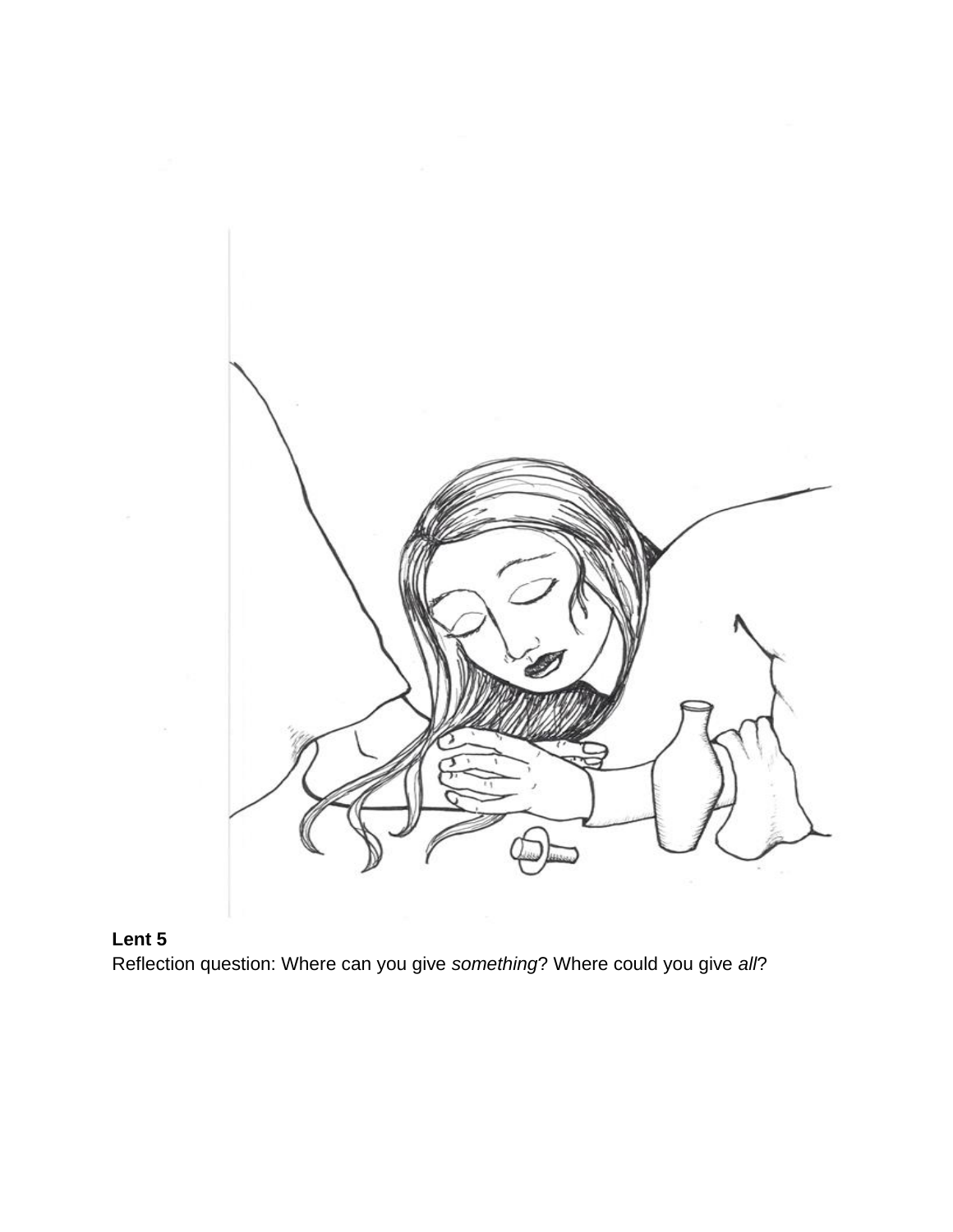**Lent 5**

Reflection question: Where can you give *something*? Where could you give *all*?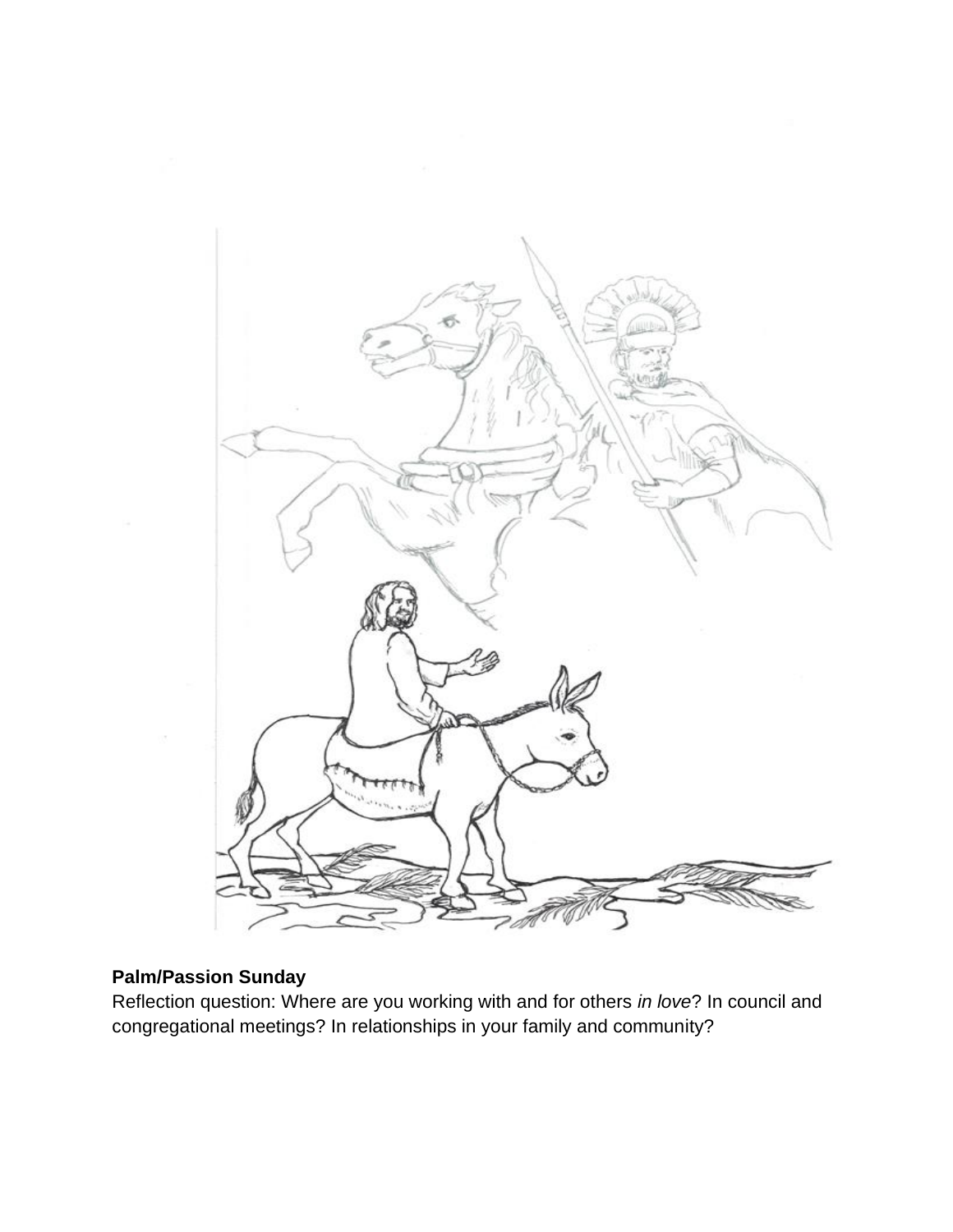**Palm/Passion Sunday**

Reflection question: Where are you working with and for others *in love*? In council and congregational meetings? In relationships in your family and community?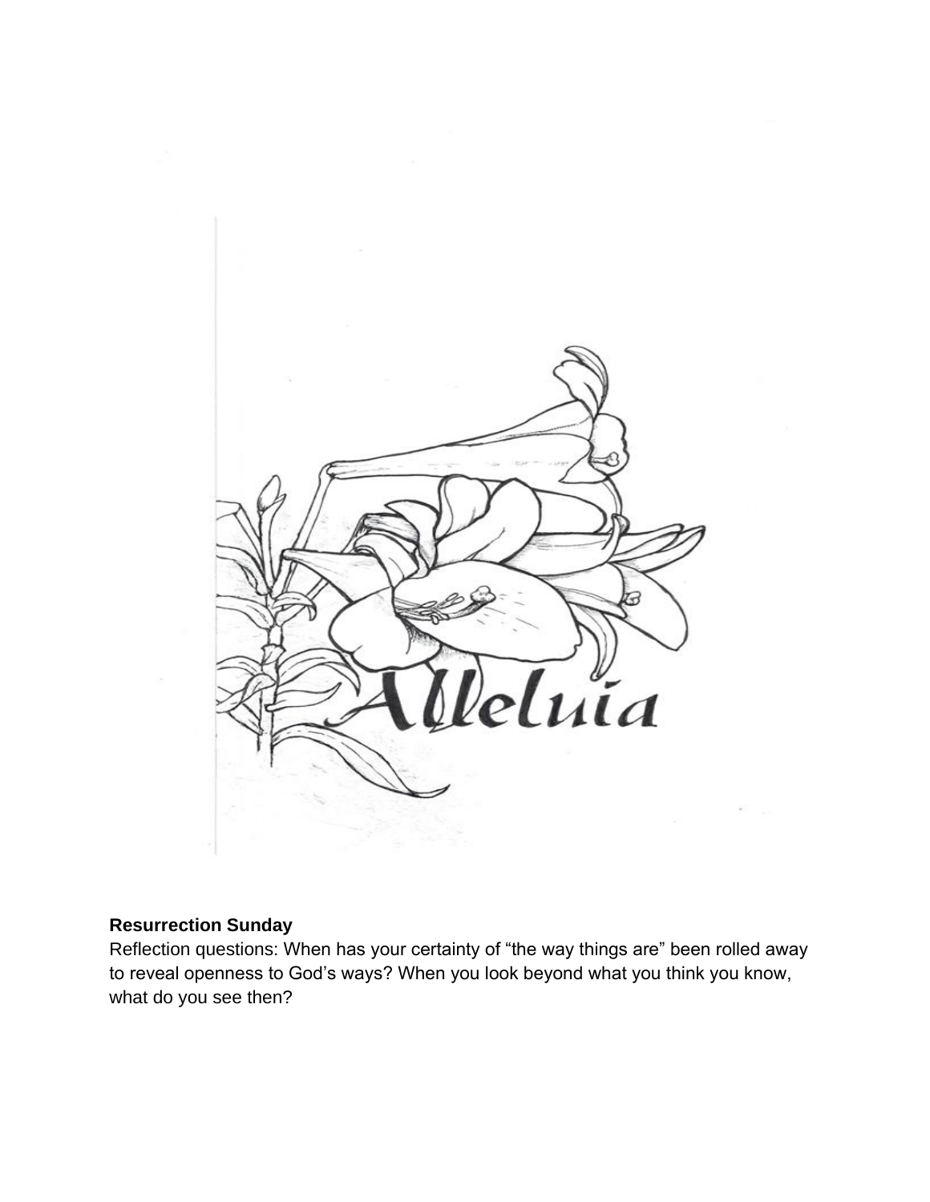**Resurrection Sunday**

Reflection questions: When has your certainty of “the way things are” been rolled away to reveal openness to God’s ways? When you look beyond what you think you know, what do you see then?